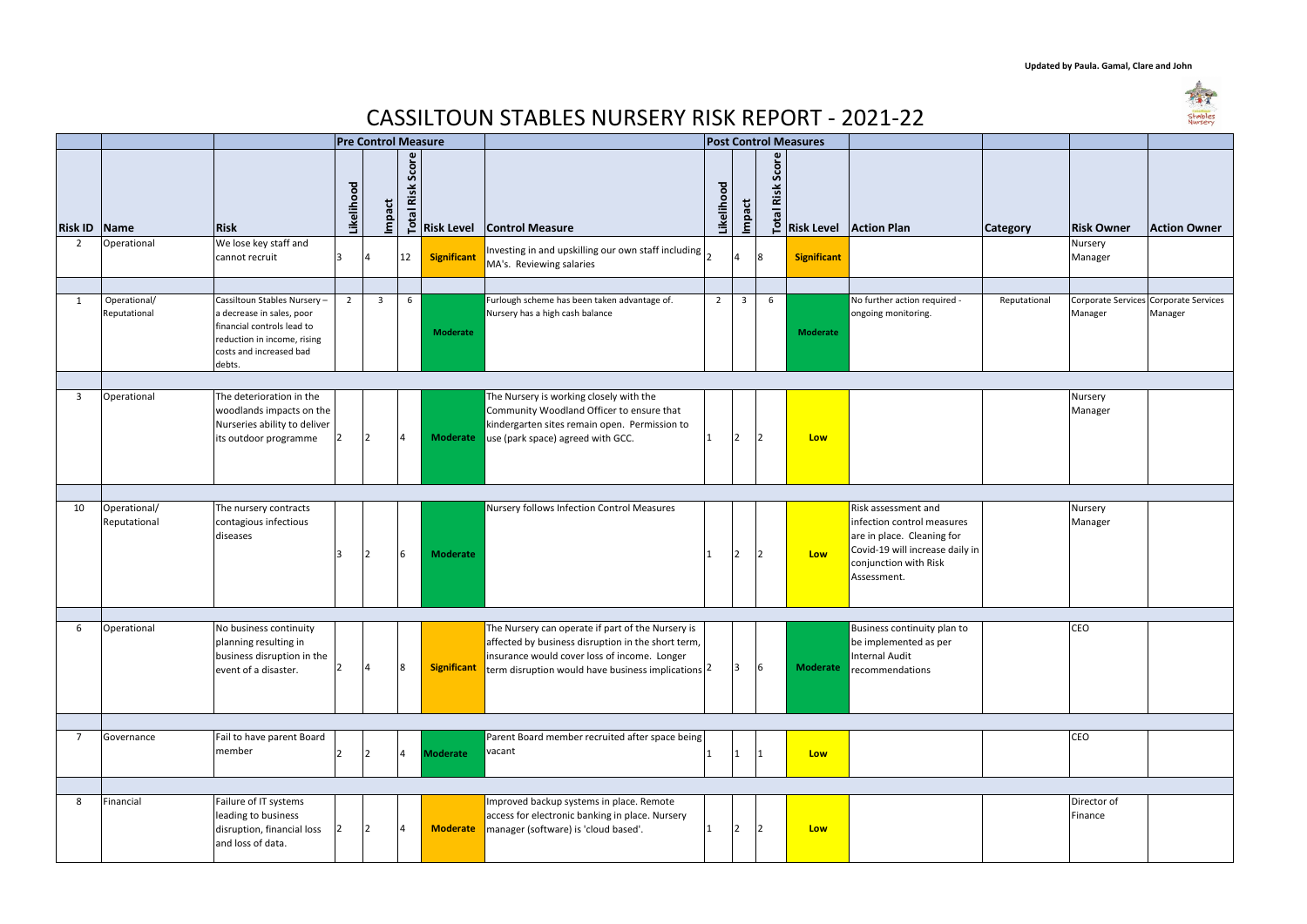Updated by Paula. Gamal, Clare and John

# CASSILTOUN STABLES NURSERY RISK REPORT - 2021-22

| | | | Pre Control Measure | | | | | Post Control Measures | | | | | | | |
|---|---|---|---|---|---|---|---|---|---|---|---|---|---|---|---|
| Risk ID | Name | Risk | Likelihood | Impact | Total Risk Score | Risk Level | Control Measure | Likelihood | Impact | Total Risk Score | Risk Level | Action Plan | Category | Risk Owner | Action Owner |
| 2 | Operational | We lose key staff and cannot recruit | 3 | 4 | 12 | Significant | Investing in and upskilling our own staff including MA's. Reviewing salaries | 2 | 4 | 8 | Significant | | | Nursery Manager | |
| 1 | Operational/ Reputational | Cassiltoun Stables Nursery – a decrease in sales, poor financial controls lead to reduction in income, rising costs and increased bad debts. | 2 | 3 | 6 | Moderate | Furlough scheme has been taken advantage of. Nursery has a high cash balance | 2 | 3 | 6 | Moderate | No further action required - ongoing monitoring. | Reputational | Corporate Services Manager | Corporate Services Manager |
| 3 | Operational | The deterioration in the woodlands impacts on the Nurseries ability to deliver its outdoor programme | 2 | 2 | 4 | Moderate | The Nursery is working closely with the Community Woodland Officer to ensure that kindergarten sites remain open. Permission to use (park space) agreed with GCC. | 1 | 2 | 2 | Low | | | Nursery Manager | |
| 10 | Operational/ Reputational | The nursery contracts contagious infectious diseases | 3 | 2 | 6 | Moderate | Nursery follows Infection Control Measures | 1 | 2 | 2 | Low | Risk assessment and infection control measures are in place. Cleaning for Covid-19 will increase daily in conjunction with Risk Assessment. | | Nursery Manager | |
| 6 | Operational | No business continuity planning resulting in business disruption in the event of a disaster. | 2 | 4 | 8 | Significant | The Nursery can operate if part of the Nursery is affected by business disruption in the short term, insurance would cover loss of income. Longer term disruption would have business implications | 2 | 3 | 6 | Moderate | Business continuity plan to be implemented as per Internal Audit recommendations | | CEO | |
| 7 | Governance | Fail to have parent Board member | 2 | 2 | 4 | Moderate | Parent Board member recruited after space being vacant | 1 | 1 | 1 | Low | | | CEO | |
| 8 | Financial | Failure of IT systems leading to business disruption, financial loss and loss of data. | 2 | 2 | 4 | Moderate | Improved backup systems in place. Remote access for electronic banking in place. Nursery manager (software) is 'cloud based'. | 1 | 2 | 2 | Low | | | Director of Finance | |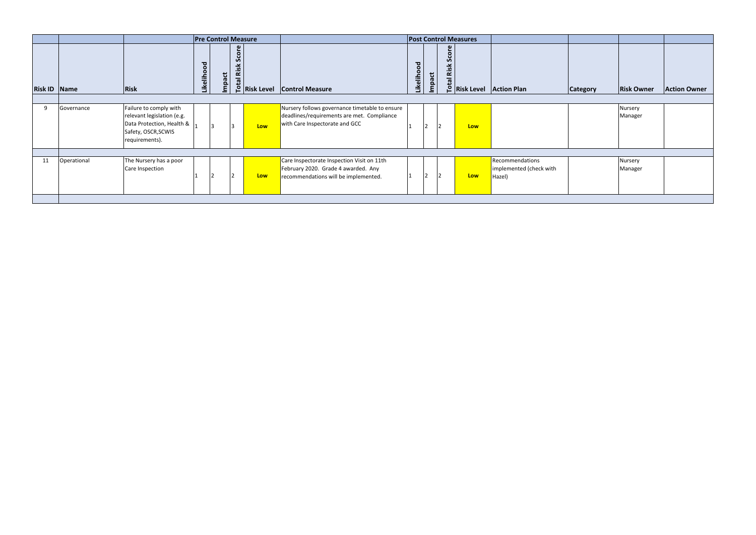| | | | Pre Control Measure | | | | | Post Control Measures | | | | | | | |
|---|---|---|---|---|---|---|---|---|---|---|---|---|---|---|---|
| Risk ID | Name | Risk | Likelihood | Impact | Total Risk Score | Risk Level | Control Measure | Likelihood | Impact | Total Risk Score | Risk Level | Action Plan | Category | Risk Owner | Action Owner |
| | | | | | | | | | | | | | | | |
| 9 | Governance | Failure to comply with relevant legislation (e.g. Data Protection, Health & Safety, OSCR,SCWIS requirements). | 1 | 3 | 3 | Low | Nursery follows governance timetable to ensure deadlines/requirements are met. Compliance with Care Inspectorate and GCC | 1 | 2 | 2 | Low | | | Nursery Manager | |
| | | | | | | | | | | | | | | | |
| 11 | Operational | The Nursery has a poor Care Inspection | 1 | 2 | 2 | Low | Care Inspectorate Inspection Visit on 11th February 2020. Grade 4 awarded. Any recommendations will be implemented. | 1 | 2 | 2 | Low | Recommendations implemented (check with Hazel) | | Nursery Manager | |
| | | | | | | | | | | | | | | | |